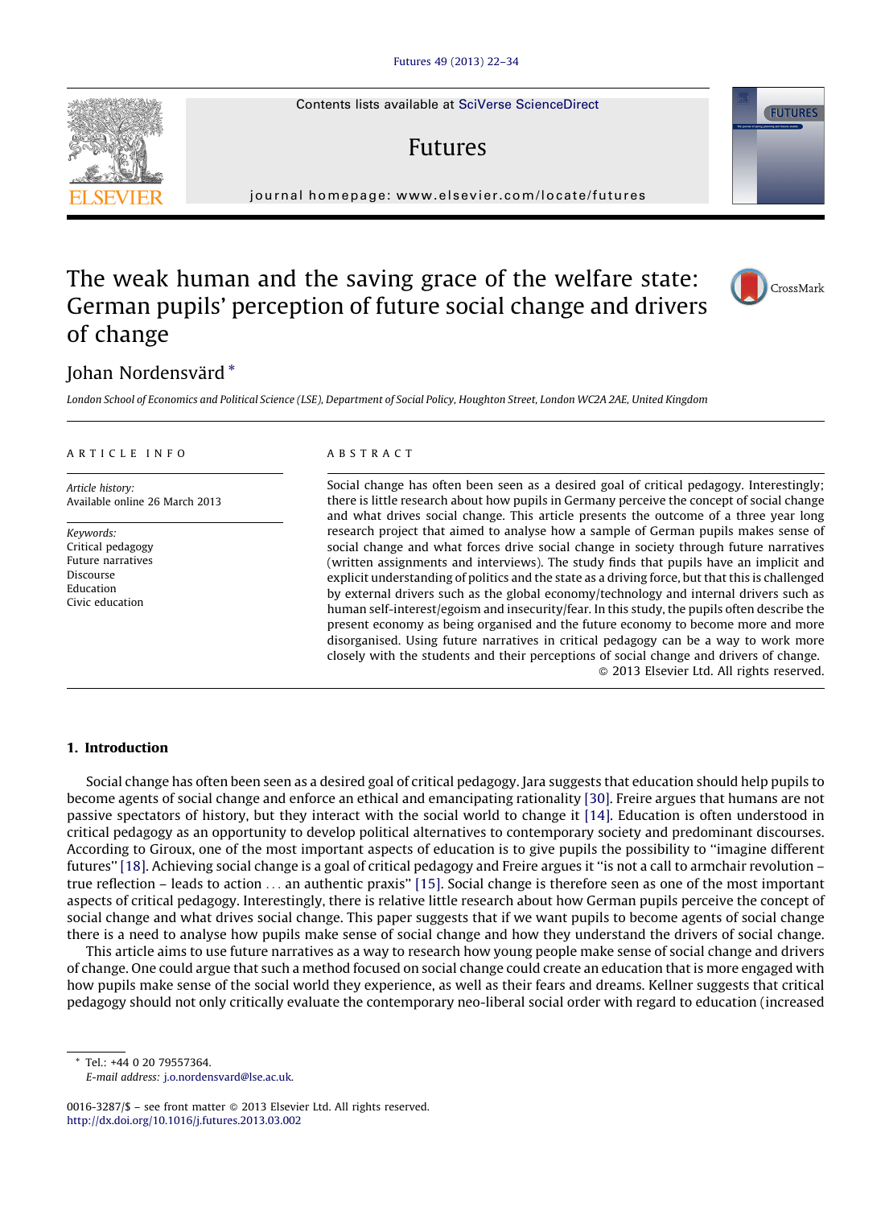# The weak human and the saving grace of the welfare state: German pupils' perception of future social change and drivers of change

Johan Nordensvärd *

*London School of Economics and Political Science (LSE), Department of Social Policy, Houghton Street, London WC2A 2AE, United Kingdom*

---

**ARTICLE INFO**

*Article history:*
Available online 26 March 2013

*Keywords:*
Critical pedagogy
Future narratives
Discourse
Education
Civic education

**ABSTRACT**

Social change has often been seen as a desired goal of critical pedagogy. Interestingly; there is little research about how pupils in Germany perceive the concept of social change and what drives social change. This article presents the outcome of a three year long research project that aimed to analyse how a sample of German pupils makes sense of social change and what forces drive social change in society through future narratives (written assignments and interviews). The study finds that pupils have an implicit and explicit understanding of politics and the state as a driving force, but that this is challenged by external drivers such as the global economy/technology and internal drivers such as human self-interest/egoism and insecurity/fear. In this study, the pupils often describe the present economy as being organised and the future economy to become more and more disorganised. Using future narratives in critical pedagogy can be a way to work more closely with the students and their perceptions of social change and drivers of change.

© 2013 Elsevier Ltd. All rights reserved.

---

## 1. Introduction

Social change has often been seen as a desired goal of critical pedagogy. Jara suggests that education should help pupils to become agents of social change and enforce an ethical and emancipating rationality [30]. Freire argues that humans are not passive spectators of history, but they interact with the social world to change it [14]. Education is often understood in critical pedagogy as an opportunity to develop political alternatives to contemporary society and predominant discourses. According to Giroux, one of the most important aspects of education is to give pupils the possibility to "imagine different futures" [18]. Achieving social change is a goal of critical pedagogy and Freire argues it "is not a call to armchair revolution – true reflection – leads to action . . . an authentic praxis" [15]. Social change is therefore seen as one of the most important aspects of critical pedagogy. Interestingly, there is relative little research about how German pupils perceive the concept of social change and what drives social change. This paper suggests that if we want pupils to become agents of social change there is a need to analyse how pupils make sense of social change and how they understand the drivers of social change.

This article aims to use future narratives as a way to research how young people make sense of social change and drivers of change. One could argue that such a method focused on social change could create an education that is more engaged with how pupils make sense of the social world they experience, as well as their fears and dreams. Kellner suggests that critical pedagogy should not only critically evaluate the contemporary neo-liberal social order with regard to education (increased

---

\* Tel.: +44 0 20 79557364.
*E-mail address:* j.o.nordensvard@lse.ac.uk.

0016-3287/$ – see front matter © 2013 Elsevier Ltd. All rights reserved.
http://dx.doi.org/10.1016/j.futures.2013.03.002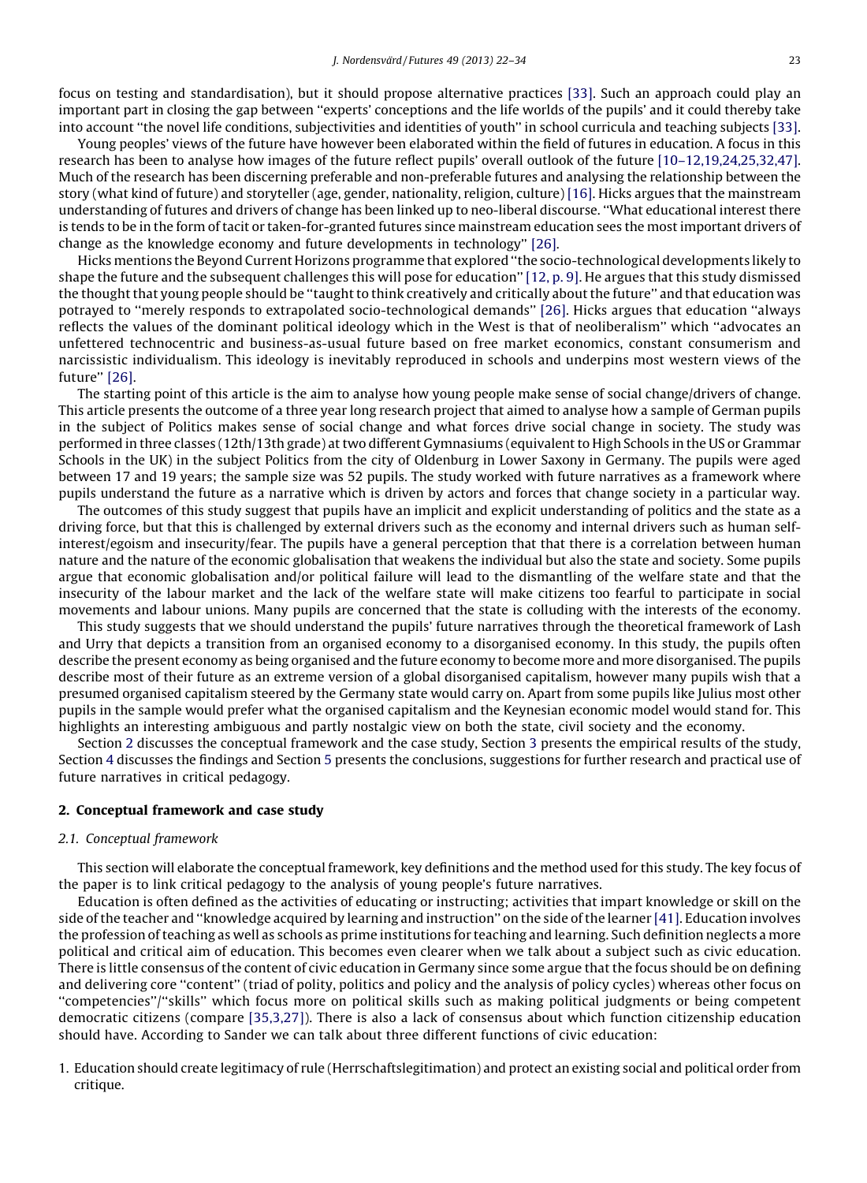focus on testing and standardisation), but it should propose alternative practices [33]. Such an approach could play an important part in closing the gap between ''experts' conceptions and the life worlds of the pupils' and it could thereby take into account ''the novel life conditions, subjectivities and identities of youth'' in school curricula and teaching subjects [33].

Young peoples' views of the future have however been elaborated within the field of futures in education. A focus in this research has been to analyse how images of the future reflect pupils' overall outlook of the future [10–12,19,24,25,32,47]. Much of the research has been discerning preferable and non-preferable futures and analysing the relationship between the story (what kind of future) and storyteller (age, gender, nationality, religion, culture) [16]. Hicks argues that the mainstream understanding of futures and drivers of change has been linked up to neo-liberal discourse. ''What educational interest there is tends to be in the form of tacit or taken-for-granted futures since mainstream education sees the most important drivers of change as the knowledge economy and future developments in technology'' [26].

Hicks mentions the Beyond Current Horizons programme that explored ''the socio-technological developments likely to shape the future and the subsequent challenges this will pose for education'' [12, p. 9]. He argues that this study dismissed the thought that young people should be ''taught to think creatively and critically about the future'' and that education was potrayed to ''merely responds to extrapolated socio-technological demands'' [26]. Hicks argues that education ''always reflects the values of the dominant political ideology which in the West is that of neoliberalism'' which ''advocates an unfettered technocentric and business-as-usual future based on free market economics, constant consumerism and narcissistic individualism. This ideology is inevitably reproduced in schools and underpins most western views of the future'' [26].

The starting point of this article is the aim to analyse how young people make sense of social change/drivers of change. This article presents the outcome of a three year long research project that aimed to analyse how a sample of German pupils in the subject of Politics makes sense of social change and what forces drive social change in society. The study was performed in three classes (12th/13th grade) at two different Gymnasiums (equivalent to High Schools in the US or Grammar Schools in the UK) in the subject Politics from the city of Oldenburg in Lower Saxony in Germany. The pupils were aged between 17 and 19 years; the sample size was 52 pupils. The study worked with future narratives as a framework where pupils understand the future as a narrative which is driven by actors and forces that change society in a particular way.

The outcomes of this study suggest that pupils have an implicit and explicit understanding of politics and the state as a driving force, but that this is challenged by external drivers such as the economy and internal drivers such as human self-interest/egoism and insecurity/fear. The pupils have a general perception that that there is a correlation between human nature and the nature of the economic globalisation that weakens the individual but also the state and society. Some pupils argue that economic globalisation and/or political failure will lead to the dismantling of the welfare state and that the insecurity of the labour market and the lack of the welfare state will make citizens too fearful to participate in social movements and labour unions. Many pupils are concerned that the state is colluding with the interests of the economy.

This study suggests that we should understand the pupils' future narratives through the theoretical framework of Lash and Urry that depicts a transition from an organised economy to a disorganised economy. In this study, the pupils often describe the present economy as being organised and the future economy to become more and more disorganised. The pupils describe most of their future as an extreme version of a global disorganised capitalism, however many pupils wish that a presumed organised capitalism steered by the Germany state would carry on. Apart from some pupils like Julius most other pupils in the sample would prefer what the organised capitalism and the Keynesian economic model would stand for. This highlights an interesting ambiguous and partly nostalgic view on both the state, civil society and the economy.

Section 2 discusses the conceptual framework and the case study, Section 3 presents the empirical results of the study, Section 4 discusses the findings and Section 5 presents the conclusions, suggestions for further research and practical use of future narratives in critical pedagogy.

## 2. Conceptual framework and case study

### 2.1. Conceptual framework

This section will elaborate the conceptual framework, key definitions and the method used for this study. The key focus of the paper is to link critical pedagogy to the analysis of young people's future narratives.

Education is often defined as the activities of educating or instructing; activities that impart knowledge or skill on the side of the teacher and ''knowledge acquired by learning and instruction'' on the side of the learner [41]. Education involves the profession of teaching as well as schools as prime institutions for teaching and learning. Such definition neglects a more political and critical aim of education. This becomes even clearer when we talk about a subject such as civic education. There is little consensus of the content of civic education in Germany since some argue that the focus should be on defining and delivering core ''content'' (triad of polity, politics and policy and the analysis of policy cycles) whereas other focus on ''competencies''/''skills'' which focus more on political skills such as making political judgments or being competent democratic citizens (compare [35,3,27]). There is also a lack of consensus about which function citizenship education should have. According to Sander we can talk about three different functions of civic education:

1. Education should create legitimacy of rule (Herrschaftslegitimation) and protect an existing social and political order from critique.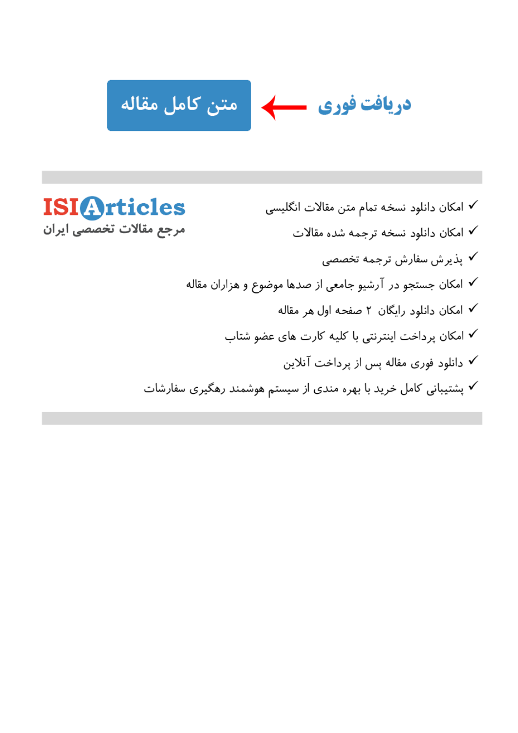**متن کامل مقاله** ← **دریافت فوری**

**ISIArticles**
مرجع مقالات تخصصی ایران

- ✓ امکان دانلود نسخه تمام متن مقالات انگلیسی
- ✓ امکان دانلود نسخه ترجمه شده مقالات
- ✓ پذیرش سفارش ترجمه تخصصی
- ✓ امکان جستجو در آرشیو جامعی از صدها موضوع و هزاران مقاله
- ✓ امکان دانلود رایگان ۲ صفحه اول هر مقاله
- ✓ امکان پرداخت اینترنتی با کلیه کارت های عضو شتاب
- ✓ دانلود فوری مقاله پس از پرداخت آنلاین
- ✓ پشتیبانی کامل خرید با بهره مندی از سیستم هوشمند رهگیری سفارشات